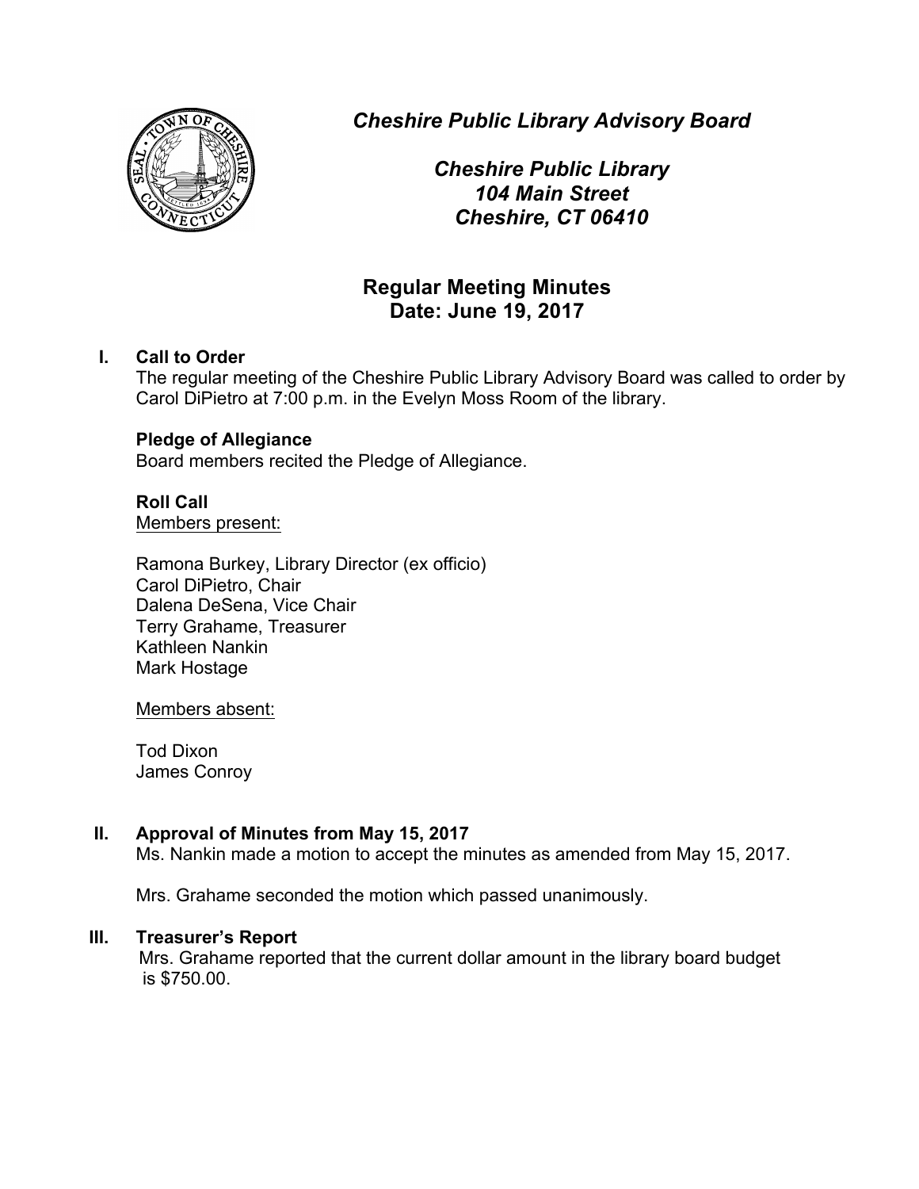***Cheshire Public Library Advisory Board***

***Cheshire Public Library***
***104 Main Street***
***Cheshire, CT 06410***

## Regular Meeting Minutes
## Date: June 19, 2017

**I. Call to Order**

The regular meeting of the Cheshire Public Library Advisory Board was called to order by Carol DiPietro at 7:00 p.m. in the Evelyn Moss Room of the library.

**Pledge of Allegiance**

Board members recited the Pledge of Allegiance.

**Roll Call**

Members present:

Ramona Burkey, Library Director (ex officio)
Carol DiPietro, Chair
Dalena DeSena, Vice Chair
Terry Grahame, Treasurer
Kathleen Nankin
Mark Hostage

Members absent:

Tod Dixon
James Conroy

**II. Approval of Minutes from May 15, 2017**

Ms. Nankin made a motion to accept the minutes as amended from May 15, 2017.

Mrs. Grahame seconded the motion which passed unanimously.

**III. Treasurer's Report**

Mrs. Grahame reported that the current dollar amount in the library board budget is $750.00.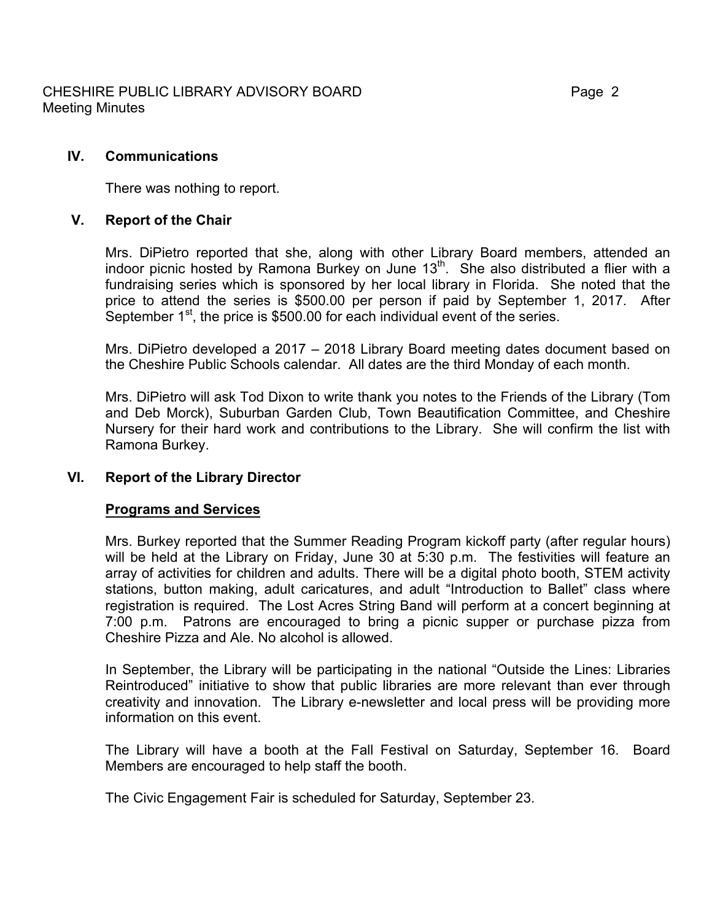## IV. Communications

There was nothing to report.

## V. Report of the Chair

Mrs. DiPietro reported that she, along with other Library Board members, attended an indoor picnic hosted by Ramona Burkey on June 13th. She also distributed a flier with a fundraising series which is sponsored by her local library in Florida. She noted that the price to attend the series is $500.00 per person if paid by September 1, 2017. After September 1st, the price is $500.00 for each individual event of the series.

Mrs. DiPietro developed a 2017 – 2018 Library Board meeting dates document based on the Cheshire Public Schools calendar. All dates are the third Monday of each month.

Mrs. DiPietro will ask Tod Dixon to write thank you notes to the Friends of the Library (Tom and Deb Morck), Suburban Garden Club, Town Beautification Committee, and Cheshire Nursery for their hard work and contributions to the Library. She will confirm the list with Ramona Burkey.

## VI. Report of the Library Director

### Programs and Services

Mrs. Burkey reported that the Summer Reading Program kickoff party (after regular hours) will be held at the Library on Friday, June 30 at 5:30 p.m. The festivities will feature an array of activities for children and adults. There will be a digital photo booth, STEM activity stations, button making, adult caricatures, and adult "Introduction to Ballet" class where registration is required. The Lost Acres String Band will perform at a concert beginning at 7:00 p.m. Patrons are encouraged to bring a picnic supper or purchase pizza from Cheshire Pizza and Ale. No alcohol is allowed.

In September, the Library will be participating in the national "Outside the Lines: Libraries Reintroduced" initiative to show that public libraries are more relevant than ever through creativity and innovation. The Library e-newsletter and local press will be providing more information on this event.

The Library will have a booth at the Fall Festival on Saturday, September 16. Board Members are encouraged to help staff the booth.

The Civic Engagement Fair is scheduled for Saturday, September 23.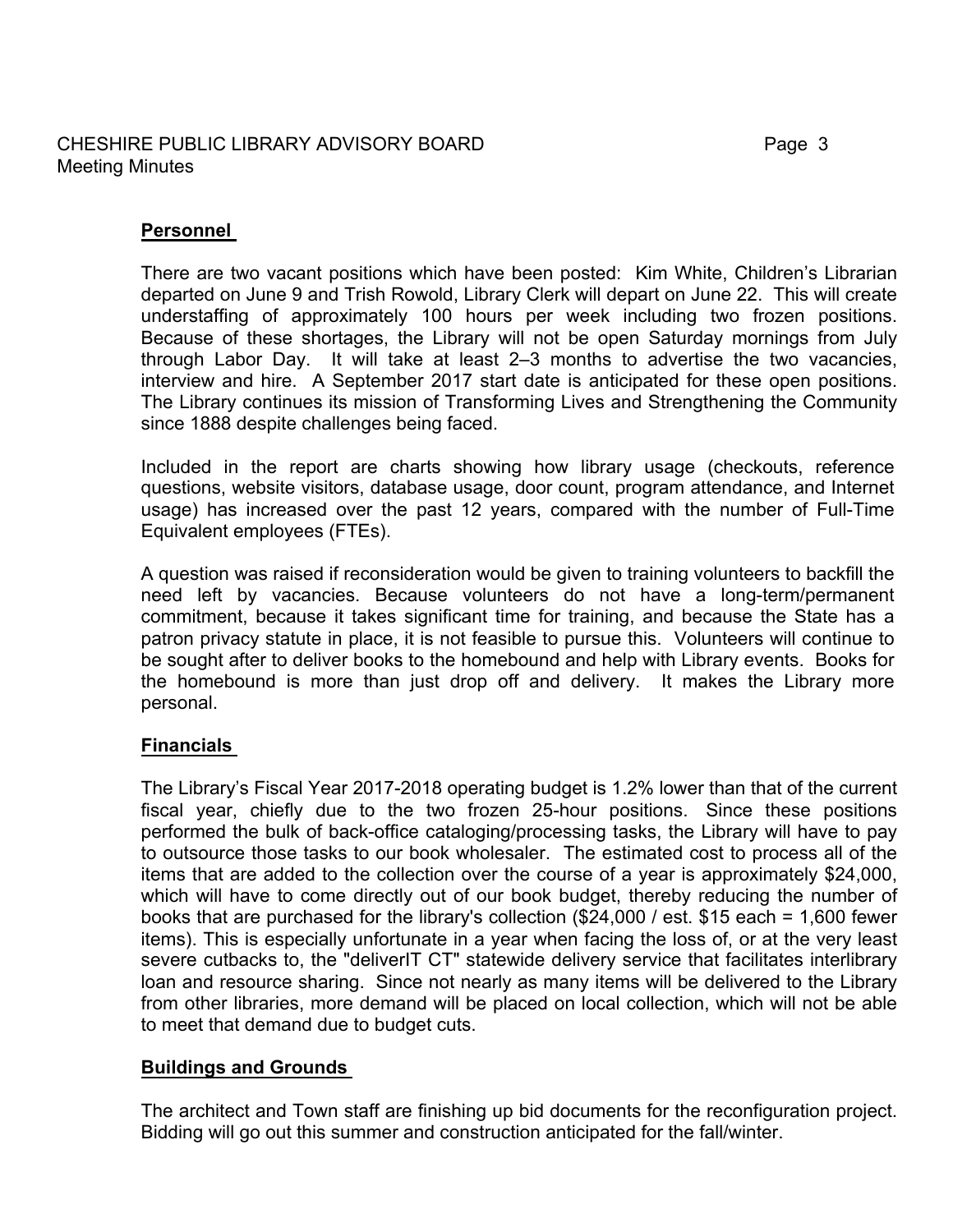## Personnel

There are two vacant positions which have been posted: Kim White, Children's Librarian departed on June 9 and Trish Rowold, Library Clerk will depart on June 22. This will create understaffing of approximately 100 hours per week including two frozen positions. Because of these shortages, the Library will not be open Saturday mornings from July through Labor Day. It will take at least 2–3 months to advertise the two vacancies, interview and hire. A September 2017 start date is anticipated for these open positions. The Library continues its mission of Transforming Lives and Strengthening the Community since 1888 despite challenges being faced.

Included in the report are charts showing how library usage (checkouts, reference questions, website visitors, database usage, door count, program attendance, and Internet usage) has increased over the past 12 years, compared with the number of Full-Time Equivalent employees (FTEs).

A question was raised if reconsideration would be given to training volunteers to backfill the need left by vacancies. Because volunteers do not have a long-term/permanent commitment, because it takes significant time for training, and because the State has a patron privacy statute in place, it is not feasible to pursue this. Volunteers will continue to be sought after to deliver books to the homebound and help with Library events. Books for the homebound is more than just drop off and delivery. It makes the Library more personal.

## Financials

The Library's Fiscal Year 2017-2018 operating budget is 1.2% lower than that of the current fiscal year, chiefly due to the two frozen 25-hour positions. Since these positions performed the bulk of back-office cataloging/processing tasks, the Library will have to pay to outsource those tasks to our book wholesaler. The estimated cost to process all of the items that are added to the collection over the course of a year is approximately $24,000, which will have to come directly out of our book budget, thereby reducing the number of books that are purchased for the library's collection ($24,000 / est. $15 each = 1,600 fewer items). This is especially unfortunate in a year when facing the loss of, or at the very least severe cutbacks to, the "deliverIT CT" statewide delivery service that facilitates interlibrary loan and resource sharing. Since not nearly as many items will be delivered to the Library from other libraries, more demand will be placed on local collection, which will not be able to meet that demand due to budget cuts.

## Buildings and Grounds

The architect and Town staff are finishing up bid documents for the reconfiguration project. Bidding will go out this summer and construction anticipated for the fall/winter.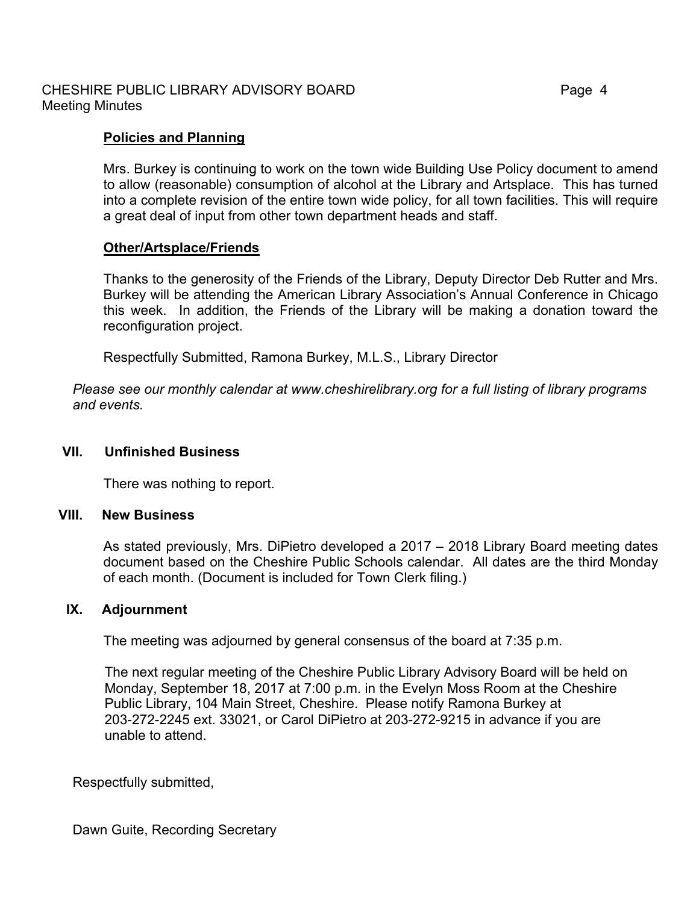**Policies and Planning**

Mrs. Burkey is continuing to work on the town wide Building Use Policy document to amend to allow (reasonable) consumption of alcohol at the Library and Artsplace. This has turned into a complete revision of the entire town wide policy, for all town facilities. This will require a great deal of input from other town department heads and staff.

**Other/Artsplace/Friends**

Thanks to the generosity of the Friends of the Library, Deputy Director Deb Rutter and Mrs. Burkey will be attending the American Library Association's Annual Conference in Chicago this week. In addition, the Friends of the Library will be making a donation toward the reconfiguration project.

Respectfully Submitted, Ramona Burkey, M.L.S., Library Director

*Please see our monthly calendar at www.cheshirelibrary.org for a full listing of library programs and events.*

## VII. Unfinished Business

There was nothing to report.

## VIII. New Business

As stated previously, Mrs. DiPietro developed a 2017 – 2018 Library Board meeting dates document based on the Cheshire Public Schools calendar. All dates are the third Monday of each month. (Document is included for Town Clerk filing.)

## IX. Adjournment

The meeting was adjourned by general consensus of the board at 7:35 p.m.

The next regular meeting of the Cheshire Public Library Advisory Board will be held on Monday, September 18, 2017 at 7:00 p.m. in the Evelyn Moss Room at the Cheshire Public Library, 104 Main Street, Cheshire. Please notify Ramona Burkey at 203-272-2245 ext. 33021, or Carol DiPietro at 203-272-9215 in advance if you are unable to attend.

Respectfully submitted,

Dawn Guite, Recording Secretary